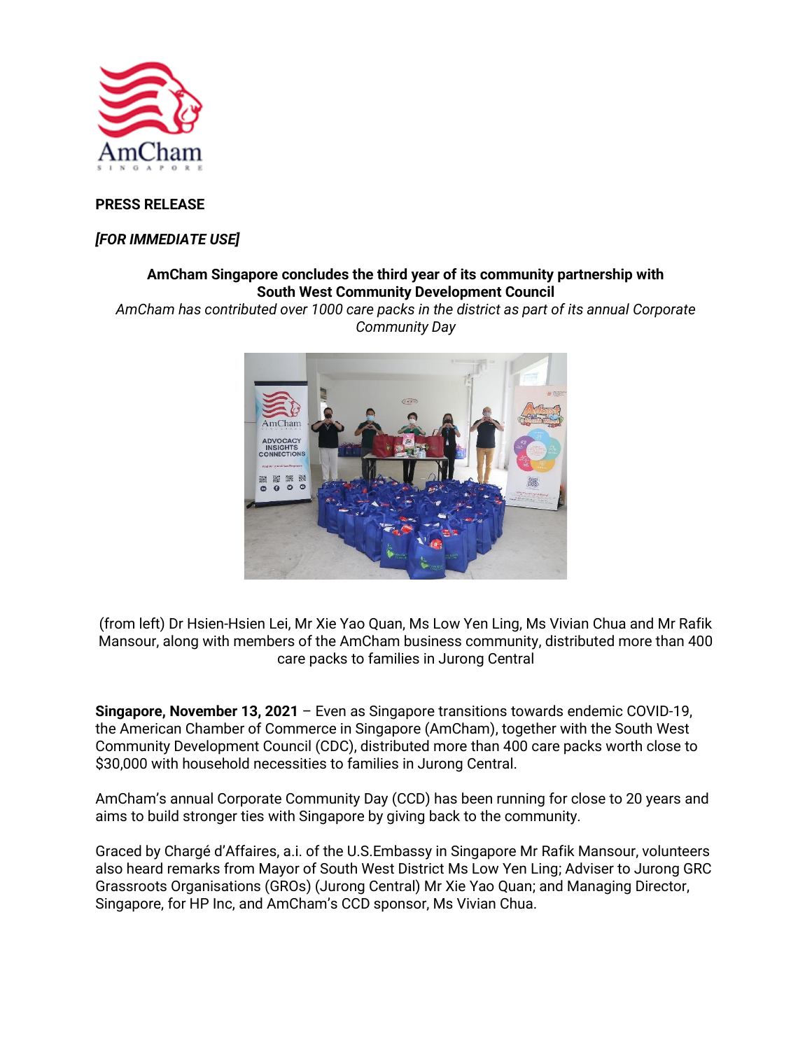**PRESS RELEASE**

***[FOR IMMEDIATE USE]***

**AmCham Singapore concludes the third year of its community partnership with South West Community Development Council**

*AmCham has contributed over 1000 care packs in the district as part of its annual Corporate Community Day*

(from left) Dr Hsien-Hsien Lei, Mr Xie Yao Quan, Ms Low Yen Ling, Ms Vivian Chua and Mr Rafik Mansour, along with members of the AmCham business community, distributed more than 400 care packs to families in Jurong Central

**Singapore, November 13, 2021** – Even as Singapore transitions towards endemic COVID-19, the American Chamber of Commerce in Singapore (AmCham), together with the South West Community Development Council (CDC), distributed more than 400 care packs worth close to $30,000 with household necessities to families in Jurong Central.

AmCham's annual Corporate Community Day (CCD) has been running for close to 20 years and aims to build stronger ties with Singapore by giving back to the community.

Graced by Chargé d'Affaires, a.i. of the U.S.Embassy in Singapore Mr Rafik Mansour, volunteers also heard remarks from Mayor of South West District Ms Low Yen Ling; Adviser to Jurong GRC Grassroots Organisations (GROs) (Jurong Central) Mr Xie Yao Quan; and Managing Director, Singapore, for HP Inc, and AmCham's CCD sponsor, Ms Vivian Chua.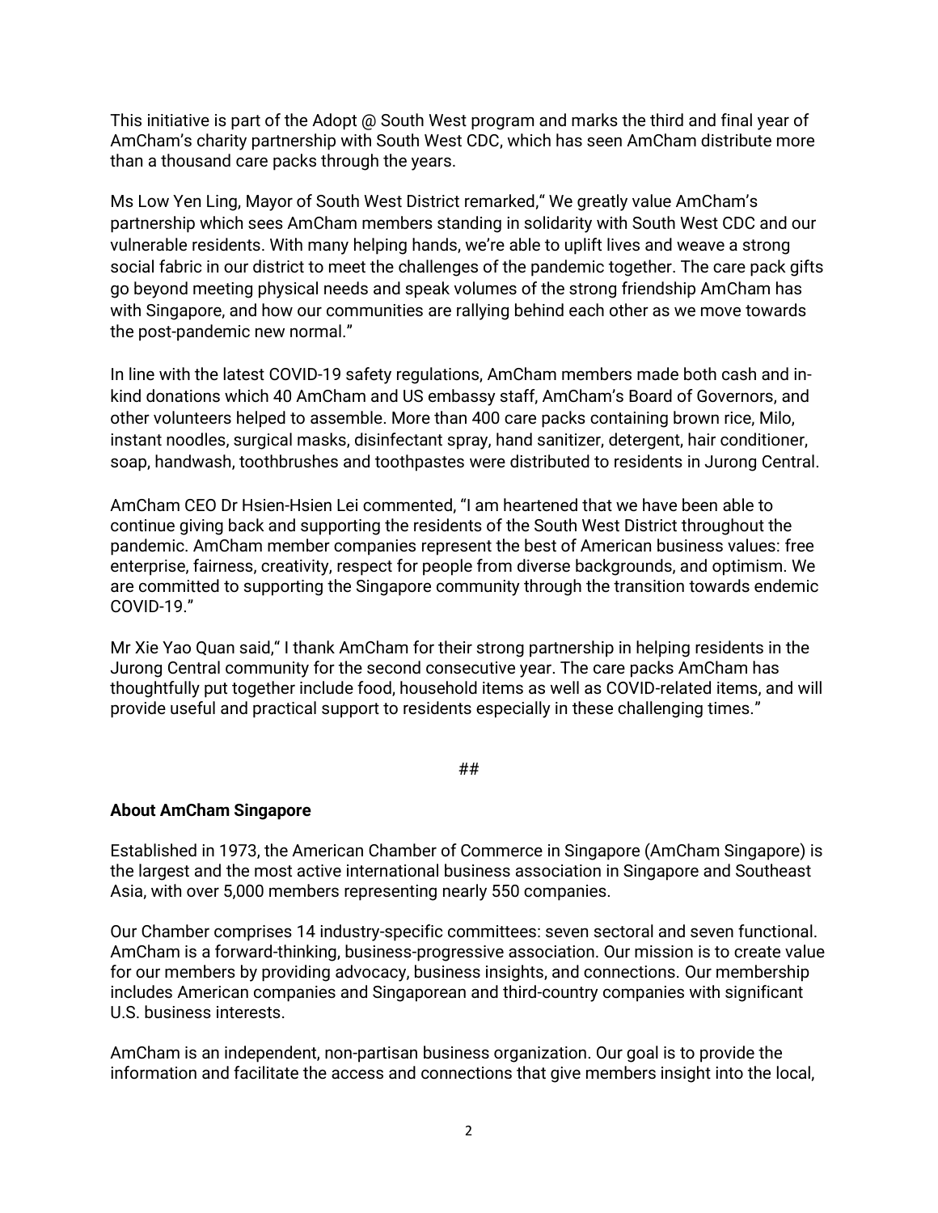This initiative is part of the Adopt @ South West program and marks the third and final year of AmCham's charity partnership with South West CDC, which has seen AmCham distribute more than a thousand care packs through the years.

Ms Low Yen Ling, Mayor of South West District remarked," We greatly value AmCham's partnership which sees AmCham members standing in solidarity with South West CDC and our vulnerable residents. With many helping hands, we're able to uplift lives and weave a strong social fabric in our district to meet the challenges of the pandemic together. The care pack gifts go beyond meeting physical needs and speak volumes of the strong friendship AmCham has with Singapore, and how our communities are rallying behind each other as we move towards the post-pandemic new normal."

In line with the latest COVID-19 safety regulations, AmCham members made both cash and in-kind donations which 40 AmCham and US embassy staff, AmCham's Board of Governors, and other volunteers helped to assemble. More than 400 care packs containing brown rice, Milo, instant noodles, surgical masks, disinfectant spray, hand sanitizer, detergent, hair conditioner, soap, handwash, toothbrushes and toothpastes were distributed to residents in Jurong Central.

AmCham CEO Dr Hsien-Hsien Lei commented, "I am heartened that we have been able to continue giving back and supporting the residents of the South West District throughout the pandemic. AmCham member companies represent the best of American business values: free enterprise, fairness, creativity, respect for people from diverse backgrounds, and optimism. We are committed to supporting the Singapore community through the transition towards endemic COVID-19."

Mr Xie Yao Quan said," I thank AmCham for their strong partnership in helping residents in the Jurong Central community for the second consecutive year. The care packs AmCham has thoughtfully put together include food, household items as well as COVID-related items, and will provide useful and practical support to residents especially in these challenging times."

##

**About AmCham Singapore**

Established in 1973, the American Chamber of Commerce in Singapore (AmCham Singapore) is the largest and the most active international business association in Singapore and Southeast Asia, with over 5,000 members representing nearly 550 companies.

Our Chamber comprises 14 industry-specific committees: seven sectoral and seven functional. AmCham is a forward-thinking, business-progressive association. Our mission is to create value for our members by providing advocacy, business insights, and connections. Our membership includes American companies and Singaporean and third-country companies with significant U.S. business interests.

AmCham is an independent, non-partisan business organization. Our goal is to provide the information and facilitate the access and connections that give members insight into the local,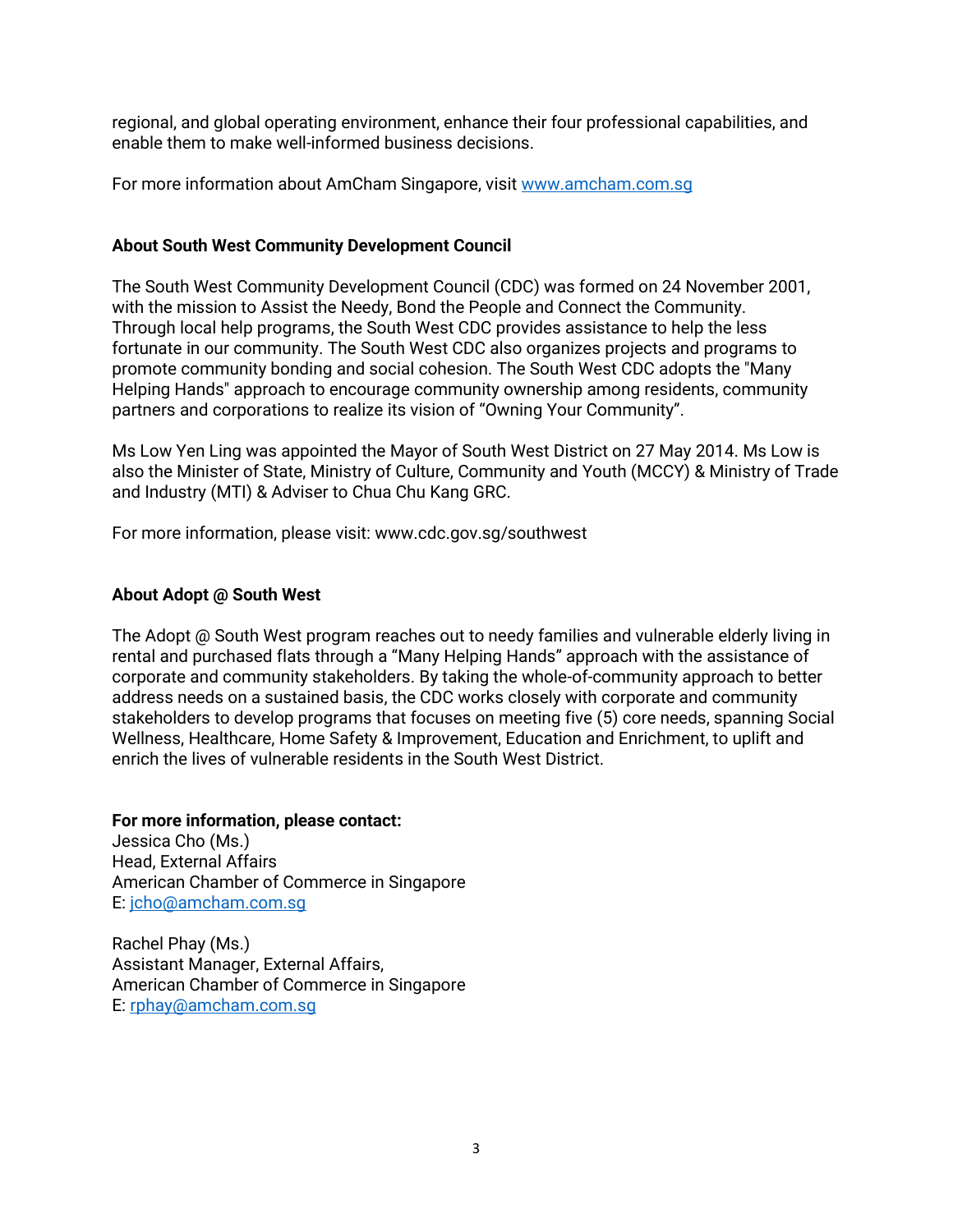regional, and global operating environment, enhance their four professional capabilities, and enable them to make well-informed business decisions.

For more information about AmCham Singapore, visit www.amcham.com.sg

**About South West Community Development Council**

The South West Community Development Council (CDC) was formed on 24 November 2001, with the mission to Assist the Needy, Bond the People and Connect the Community. Through local help programs, the South West CDC provides assistance to help the less fortunate in our community. The South West CDC also organizes projects and programs to promote community bonding and social cohesion. The South West CDC adopts the "Many Helping Hands" approach to encourage community ownership among residents, community partners and corporations to realize its vision of "Owning Your Community".

Ms Low Yen Ling was appointed the Mayor of South West District on 27 May 2014. Ms Low is also the Minister of State, Ministry of Culture, Community and Youth (MCCY) & Ministry of Trade and Industry (MTI) & Adviser to Chua Chu Kang GRC.

For more information, please visit: www.cdc.gov.sg/southwest

**About Adopt @ South West**

The Adopt @ South West program reaches out to needy families and vulnerable elderly living in rental and purchased flats through a "Many Helping Hands" approach with the assistance of corporate and community stakeholders. By taking the whole-of-community approach to better address needs on a sustained basis, the CDC works closely with corporate and community stakeholders to develop programs that focuses on meeting five (5) core needs, spanning Social Wellness, Healthcare, Home Safety & Improvement, Education and Enrichment, to uplift and enrich the lives of vulnerable residents in the South West District.

**For more information, please contact:**
Jessica Cho (Ms.)
Head, External Affairs
American Chamber of Commerce in Singapore
E: jcho@amcham.com.sg

Rachel Phay (Ms.)
Assistant Manager, External Affairs,
American Chamber of Commerce in Singapore
E: rphay@amcham.com.sg